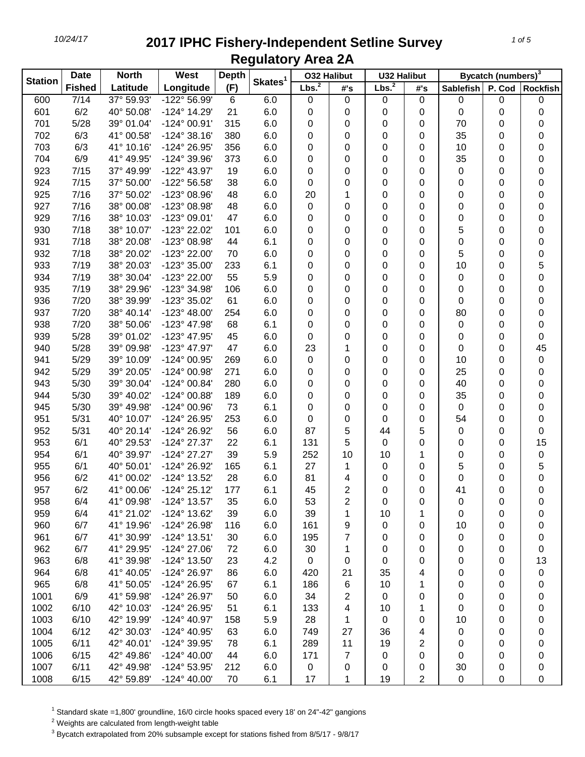# 2017 IPHC Fishery-Independent Setline Survey Regulatory Area 2A

| Station | Date Fished | North Latitude | West Longitude | Depth (F) | Skates[1] | O32 Halibut | | U32 Halibut | | Bycatch (numbers)[3] | | |
|---|---|---|---|---|---|---|---|---|---|---|---|---|
| | | | | | | Lbs.[2] | #'s | Lbs.[2] | #'s | Sablefish | P. Cod | Rockfish |
| 600 | 7/14 | 37° 59.93' | -122° 56.99' | 6 | 6.0 | 0 | 0 | 0 | 0 | 0 | 0 | 0 |
| 601 | 6/2 | 40° 50.08' | -124° 14.29' | 21 | 6.0 | 0 | 0 | 0 | 0 | 0 | 0 | 0 |
| 701 | 5/28 | 39° 01.04' | -124° 00.91' | 315 | 6.0 | 0 | 0 | 0 | 0 | 70 | 0 | 0 |
| 702 | 6/3 | 41° 00.58' | -124° 38.16' | 380 | 6.0 | 0 | 0 | 0 | 0 | 35 | 0 | 0 |
| 703 | 6/3 | 41° 10.16' | -124° 26.95' | 356 | 6.0 | 0 | 0 | 0 | 0 | 10 | 0 | 0 |
| 704 | 6/9 | 41° 49.95' | -124° 39.96' | 373 | 6.0 | 0 | 0 | 0 | 0 | 35 | 0 | 0 |
| 923 | 7/15 | 37° 49.99' | -122° 43.97' | 19 | 6.0 | 0 | 0 | 0 | 0 | 0 | 0 | 0 |
| 924 | 7/15 | 37° 50.00' | -122° 56.58' | 38 | 6.0 | 0 | 0 | 0 | 0 | 0 | 0 | 0 |
| 925 | 7/16 | 37° 50.02' | -123° 08.96' | 48 | 6.0 | 20 | 1 | 0 | 0 | 0 | 0 | 0 |
| 927 | 7/16 | 38° 00.08' | -123° 08.98' | 48 | 6.0 | 0 | 0 | 0 | 0 | 0 | 0 | 0 |
| 929 | 7/16 | 38° 10.03' | -123° 09.01' | 47 | 6.0 | 0 | 0 | 0 | 0 | 0 | 0 | 0 |
| 930 | 7/18 | 38° 10.07' | -123° 22.02' | 101 | 6.0 | 0 | 0 | 0 | 0 | 5 | 0 | 0 |
| 931 | 7/18 | 38° 20.08' | -123° 08.98' | 44 | 6.1 | 0 | 0 | 0 | 0 | 0 | 0 | 0 |
| 932 | 7/18 | 38° 20.02' | -123° 22.00' | 70 | 6.0 | 0 | 0 | 0 | 0 | 5 | 0 | 0 |
| 933 | 7/19 | 38° 20.03' | -123° 35.00' | 233 | 6.1 | 0 | 0 | 0 | 0 | 10 | 0 | 5 |
| 934 | 7/19 | 38° 30.04' | -123° 22.00' | 55 | 5.9 | 0 | 0 | 0 | 0 | 0 | 0 | 0 |
| 935 | 7/19 | 38° 29.96' | -123° 34.98' | 106 | 6.0 | 0 | 0 | 0 | 0 | 0 | 0 | 0 |
| 936 | 7/20 | 38° 39.99' | -123° 35.02' | 61 | 6.0 | 0 | 0 | 0 | 0 | 0 | 0 | 0 |
| 937 | 7/20 | 38° 40.14' | -123° 48.00' | 254 | 6.0 | 0 | 0 | 0 | 0 | 80 | 0 | 0 |
| 938 | 7/20 | 38° 50.06' | -123° 47.98' | 68 | 6.1 | 0 | 0 | 0 | 0 | 0 | 0 | 0 |
| 939 | 5/28 | 39° 01.02' | -123° 47.95' | 45 | 6.0 | 0 | 0 | 0 | 0 | 0 | 0 | 0 |
| 940 | 5/28 | 39° 09.98' | -123° 47.97' | 47 | 6.0 | 23 | 1 | 0 | 0 | 0 | 0 | 45 |
| 941 | 5/29 | 39° 10.09' | -124° 00.95' | 269 | 6.0 | 0 | 0 | 0 | 0 | 10 | 0 | 0 |
| 942 | 5/29 | 39° 20.05' | -124° 00.98' | 271 | 6.0 | 0 | 0 | 0 | 0 | 25 | 0 | 0 |
| 943 | 5/30 | 39° 30.04' | -124° 00.84' | 280 | 6.0 | 0 | 0 | 0 | 0 | 40 | 0 | 0 |
| 944 | 5/30 | 39° 40.02' | -124° 00.88' | 189 | 6.0 | 0 | 0 | 0 | 0 | 35 | 0 | 0 |
| 945 | 5/30 | 39° 49.98' | -124° 00.96' | 73 | 6.1 | 0 | 0 | 0 | 0 | 0 | 0 | 0 |
| 951 | 5/31 | 40° 10.07' | -124° 26.95' | 253 | 6.0 | 0 | 0 | 0 | 0 | 54 | 0 | 0 |
| 952 | 5/31 | 40° 20.14' | -124° 26.92' | 56 | 6.0 | 87 | 5 | 44 | 5 | 0 | 0 | 0 |
| 953 | 6/1 | 40° 29.53' | -124° 27.37' | 22 | 6.1 | 131 | 5 | 0 | 0 | 0 | 0 | 15 |
| 954 | 6/1 | 40° 39.97' | -124° 27.27' | 39 | 5.9 | 252 | 10 | 10 | 1 | 0 | 0 | 0 |
| 955 | 6/1 | 40° 50.01' | -124° 26.92' | 165 | 6.1 | 27 | 1 | 0 | 0 | 5 | 0 | 5 |
| 956 | 6/2 | 41° 00.02' | -124° 13.52' | 28 | 6.0 | 81 | 4 | 0 | 0 | 0 | 0 | 0 |
| 957 | 6/2 | 41° 00.06' | -124° 25.12' | 177 | 6.1 | 45 | 2 | 0 | 0 | 41 | 0 | 0 |
| 958 | 6/4 | 41° 09.98' | -124° 13.57' | 35 | 6.0 | 53 | 2 | 0 | 0 | 0 | 0 | 0 |
| 959 | 6/4 | 41° 21.02' | -124° 13.62' | 39 | 6.0 | 39 | 1 | 10 | 1 | 0 | 0 | 0 |
| 960 | 6/7 | 41° 19.96' | -124° 26.98' | 116 | 6.0 | 161 | 9 | 0 | 0 | 10 | 0 | 0 |
| 961 | 6/7 | 41° 30.99' | -124° 13.51' | 30 | 6.0 | 195 | 7 | 0 | 0 | 0 | 0 | 0 |
| 962 | 6/7 | 41° 29.95' | -124° 27.06' | 72 | 6.0 | 30 | 1 | 0 | 0 | 0 | 0 | 0 |
| 963 | 6/8 | 41° 39.98' | -124° 13.50' | 23 | 4.2 | 0 | 0 | 0 | 0 | 0 | 0 | 13 |
| 964 | 6/8 | 41° 40.05' | -124° 26.97' | 86 | 6.0 | 420 | 21 | 35 | 4 | 0 | 0 | 0 |
| 965 | 6/8 | 41° 50.05' | -124° 26.95' | 67 | 6.1 | 186 | 6 | 10 | 1 | 0 | 0 | 0 |
| 1001 | 6/9 | 41° 59.98' | -124° 26.97' | 50 | 6.0 | 34 | 2 | 0 | 0 | 0 | 0 | 0 |
| 1002 | 6/10 | 42° 10.03' | -124° 26.95' | 51 | 6.1 | 133 | 4 | 10 | 1 | 0 | 0 | 0 |
| 1003 | 6/10 | 42° 19.99' | -124° 40.97' | 158 | 5.9 | 28 | 1 | 0 | 0 | 10 | 0 | 0 |
| 1004 | 6/12 | 42° 30.03' | -124° 40.95' | 63 | 6.0 | 749 | 27 | 36 | 4 | 0 | 0 | 0 |
| 1005 | 6/11 | 42° 40.01' | -124° 39.95' | 78 | 6.1 | 289 | 11 | 19 | 2 | 0 | 0 | 0 |
| 1006 | 6/15 | 42° 49.86' | -124° 40.00' | 44 | 6.0 | 171 | 7 | 0 | 0 | 0 | 0 | 0 |
| 1007 | 6/11 | 42° 49.98' | -124° 53.95' | 212 | 6.0 | 0 | 0 | 0 | 0 | 30 | 0 | 0 |
| 1008 | 6/15 | 42° 59.89' | -124° 40.00' | 70 | 6.1 | 17 | 1 | 19 | 2 | 0 | 0 | 0 |

[1] Standard skate =1,800' groundline, 16/0 circle hooks spaced every 18' on 24"-42" gangions

[2] Weights are calculated from length-weight table

[3] Bycatch extrapolated from 20% subsample except for stations fished from 8/5/17 - 9/8/17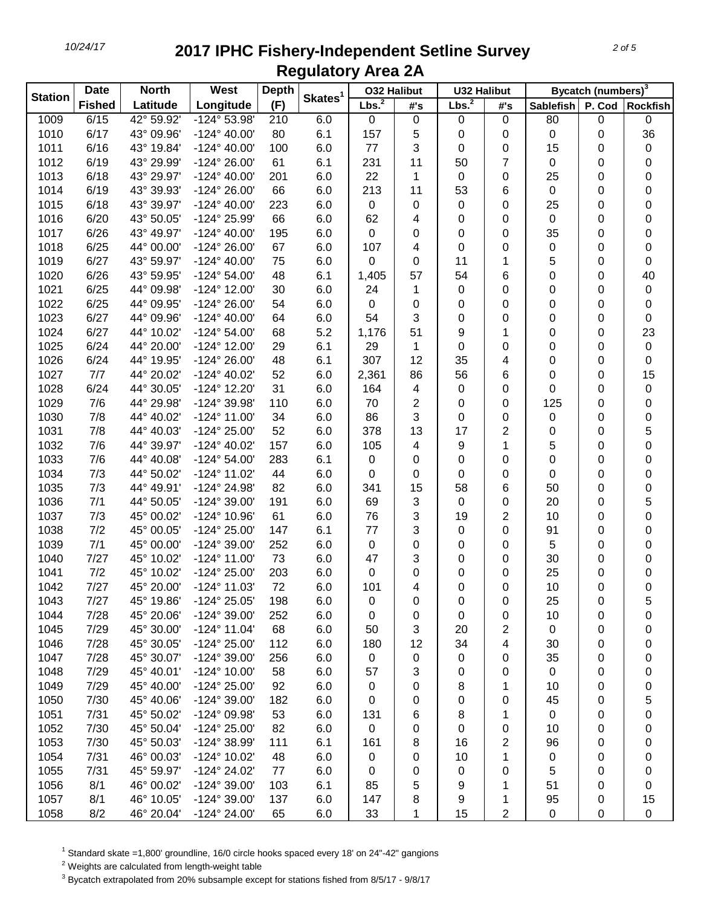# 2017 IPHC Fishery-Independent Setline Survey
## Regulatory Area 2A

| Station | Date Fished | North Latitude | West Longitude | Depth (F) | Skates[1] | O32 Halibut | | U32 Halibut | | Bycatch (numbers)[3] | | |
|---|---|---|---|---|---|---|---|---|---|---|---|---|
| | | | | | | Lbs.[2] | #'s | Lbs.[2] | #'s | Sablefish | P. Cod | Rockfish |
| 1009 | 6/15 | 42° 59.92' | -124° 53.98' | 210 | 6.0 | 0 | 0 | 0 | 0 | 80 | 0 | 0 |
| 1010 | 6/17 | 43° 09.96' | -124° 40.00' | 80 | 6.1 | 157 | 5 | 0 | 0 | 0 | 0 | 36 |
| 1011 | 6/16 | 43° 19.84' | -124° 40.00' | 100 | 6.0 | 77 | 3 | 0 | 0 | 15 | 0 | 0 |
| 1012 | 6/19 | 43° 29.99' | -124° 26.00' | 61 | 6.1 | 231 | 11 | 50 | 7 | 0 | 0 | 0 |
| 1013 | 6/18 | 43° 29.97' | -124° 40.00' | 201 | 6.0 | 22 | 1 | 0 | 0 | 25 | 0 | 0 |
| 1014 | 6/19 | 43° 39.93' | -124° 26.00' | 66 | 6.0 | 213 | 11 | 53 | 6 | 0 | 0 | 0 |
| 1015 | 6/18 | 43° 39.97' | -124° 40.00' | 223 | 6.0 | 0 | 0 | 0 | 0 | 25 | 0 | 0 |
| 1016 | 6/20 | 43° 50.05' | -124° 25.99' | 66 | 6.0 | 62 | 4 | 0 | 0 | 0 | 0 | 0 |
| 1017 | 6/26 | 43° 49.97' | -124° 40.00' | 195 | 6.0 | 0 | 0 | 0 | 0 | 35 | 0 | 0 |
| 1018 | 6/25 | 44° 00.00' | -124° 26.00' | 67 | 6.0 | 107 | 4 | 0 | 0 | 0 | 0 | 0 |
| 1019 | 6/27 | 43° 59.97' | -124° 40.00' | 75 | 6.0 | 0 | 0 | 11 | 1 | 5 | 0 | 0 |
| 1020 | 6/26 | 43° 59.95' | -124° 54.00' | 48 | 6.1 | 1,405 | 57 | 54 | 6 | 0 | 0 | 40 |
| 1021 | 6/25 | 44° 09.98' | -124° 12.00' | 30 | 6.0 | 24 | 1 | 0 | 0 | 0 | 0 | 0 |
| 1022 | 6/25 | 44° 09.95' | -124° 26.00' | 54 | 6.0 | 0 | 0 | 0 | 0 | 0 | 0 | 0 |
| 1023 | 6/27 | 44° 09.96' | -124° 40.00' | 64 | 6.0 | 54 | 3 | 0 | 0 | 0 | 0 | 0 |
| 1024 | 6/27 | 44° 10.02' | -124° 54.00' | 68 | 5.2 | 1,176 | 51 | 9 | 1 | 0 | 0 | 23 |
| 1025 | 6/24 | 44° 20.00' | -124° 12.00' | 29 | 6.1 | 29 | 1 | 0 | 0 | 0 | 0 | 0 |
| 1026 | 6/24 | 44° 19.95' | -124° 26.00' | 48 | 6.1 | 307 | 12 | 35 | 4 | 0 | 0 | 0 |
| 1027 | 7/7 | 44° 20.02' | -124° 40.02' | 52 | 6.0 | 2,361 | 86 | 56 | 6 | 0 | 0 | 15 |
| 1028 | 6/24 | 44° 30.05' | -124° 12.20' | 31 | 6.0 | 164 | 4 | 0 | 0 | 0 | 0 | 0 |
| 1029 | 7/6 | 44° 29.98' | -124° 39.98' | 110 | 6.0 | 70 | 2 | 0 | 0 | 125 | 0 | 0 |
| 1030 | 7/8 | 44° 40.02' | -124° 11.00' | 34 | 6.0 | 86 | 3 | 0 | 0 | 0 | 0 | 0 |
| 1031 | 7/8 | 44° 40.03' | -124° 25.00' | 52 | 6.0 | 378 | 13 | 17 | 2 | 0 | 0 | 5 |
| 1032 | 7/6 | 44° 39.97' | -124° 40.02' | 157 | 6.0 | 105 | 4 | 9 | 1 | 5 | 0 | 0 |
| 1033 | 7/6 | 44° 40.08' | -124° 54.00' | 283 | 6.1 | 0 | 0 | 0 | 0 | 0 | 0 | 0 |
| 1034 | 7/3 | 44° 50.02' | -124° 11.02' | 44 | 6.0 | 0 | 0 | 0 | 0 | 0 | 0 | 0 |
| 1035 | 7/3 | 44° 49.91' | -124° 24.98' | 82 | 6.0 | 341 | 15 | 58 | 6 | 50 | 0 | 0 |
| 1036 | 7/1 | 44° 50.05' | -124° 39.00' | 191 | 6.0 | 69 | 3 | 0 | 0 | 20 | 0 | 5 |
| 1037 | 7/3 | 45° 00.02' | -124° 10.96' | 61 | 6.0 | 76 | 3 | 19 | 2 | 10 | 0 | 0 |
| 1038 | 7/2 | 45° 00.05' | -124° 25.00' | 147 | 6.1 | 77 | 3 | 0 | 0 | 91 | 0 | 0 |
| 1039 | 7/1 | 45° 00.00' | -124° 39.00' | 252 | 6.0 | 0 | 0 | 0 | 0 | 5 | 0 | 0 |
| 1040 | 7/27 | 45° 10.02' | -124° 11.00' | 73 | 6.0 | 47 | 3 | 0 | 0 | 30 | 0 | 0 |
| 1041 | 7/2 | 45° 10.02' | -124° 25.00' | 203 | 6.0 | 0 | 0 | 0 | 0 | 25 | 0 | 0 |
| 1042 | 7/27 | 45° 20.00' | -124° 11.03' | 72 | 6.0 | 101 | 4 | 0 | 0 | 10 | 0 | 0 |
| 1043 | 7/27 | 45° 19.86' | -124° 25.05' | 198 | 6.0 | 0 | 0 | 0 | 0 | 25 | 0 | 5 |
| 1044 | 7/28 | 45° 20.06' | -124° 39.00' | 252 | 6.0 | 0 | 0 | 0 | 0 | 10 | 0 | 0 |
| 1045 | 7/29 | 45° 30.00' | -124° 11.04' | 68 | 6.0 | 50 | 3 | 20 | 2 | 0 | 0 | 0 |
| 1046 | 7/28 | 45° 30.05' | -124° 25.00' | 112 | 6.0 | 180 | 12 | 34 | 4 | 30 | 0 | 0 |
| 1047 | 7/28 | 45° 30.07' | -124° 39.00' | 256 | 6.0 | 0 | 0 | 0 | 0 | 35 | 0 | 0 |
| 1048 | 7/29 | 45° 40.01' | -124° 10.00' | 58 | 6.0 | 57 | 3 | 0 | 0 | 0 | 0 | 0 |
| 1049 | 7/29 | 45° 40.00' | -124° 25.00' | 92 | 6.0 | 0 | 0 | 8 | 1 | 10 | 0 | 0 |
| 1050 | 7/30 | 45° 40.06' | -124° 39.00' | 182 | 6.0 | 0 | 0 | 0 | 0 | 45 | 0 | 5 |
| 1051 | 7/31 | 45° 50.02' | -124° 09.98' | 53 | 6.0 | 131 | 6 | 8 | 1 | 0 | 0 | 0 |
| 1052 | 7/30 | 45° 50.04' | -124° 25.00' | 82 | 6.0 | 0 | 0 | 0 | 0 | 10 | 0 | 0 |
| 1053 | 7/30 | 45° 50.03' | -124° 38.99' | 111 | 6.1 | 161 | 8 | 16 | 2 | 96 | 0 | 0 |
| 1054 | 7/31 | 46° 00.03' | -124° 10.02' | 48 | 6.0 | 0 | 0 | 10 | 1 | 0 | 0 | 0 |
| 1055 | 7/31 | 45° 59.97' | -124° 24.02' | 77 | 6.0 | 0 | 0 | 0 | 0 | 5 | 0 | 0 |
| 1056 | 8/1 | 46° 00.02' | -124° 39.00' | 103 | 6.1 | 85 | 5 | 9 | 1 | 51 | 0 | 0 |
| 1057 | 8/1 | 46° 10.05' | -124° 39.00' | 137 | 6.0 | 147 | 8 | 9 | 1 | 95 | 0 | 15 |
| 1058 | 8/2 | 46° 20.04' | -124° 24.00' | 65 | 6.0 | 33 | 1 | 15 | 2 | 0 | 0 | 0 |

[1] Standard skate =1,800' groundline, 16/0 circle hooks spaced every 18' on 24"-42" gangions

[2] Weights are calculated from length-weight table

[3] Bycatch extrapolated from 20% subsample except for stations fished from 8/5/17 - 9/8/17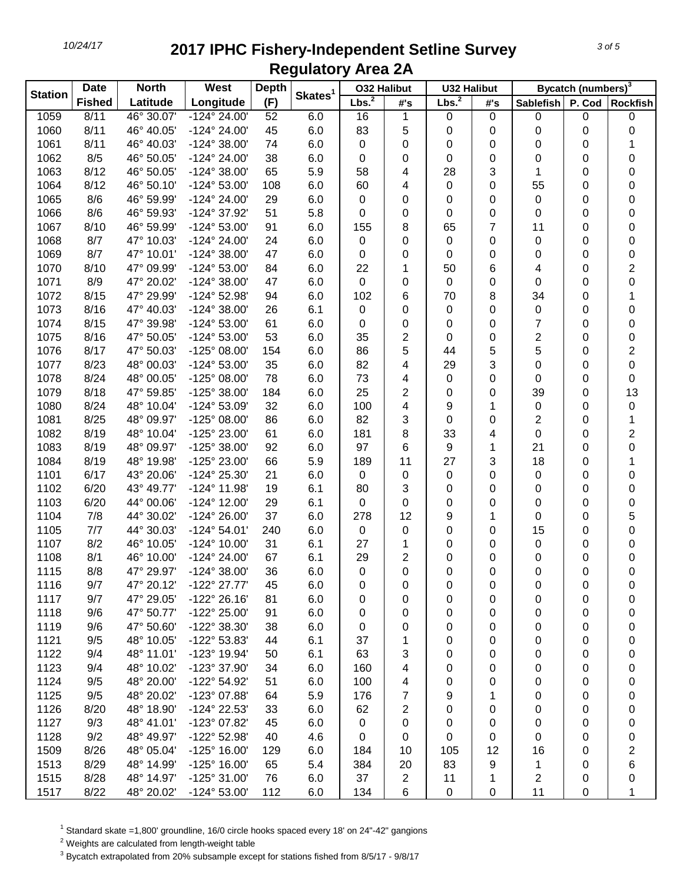# 2017 IPHC Fishery-Independent Setline Survey
## Regulatory Area 2A

| Station | Date Fished | North Latitude | West Longitude | Depth (F) | Skates[1] | O32 Halibut | | U32 Halibut | | Bycatch (numbers)[3] | | |
|---|---|---|---|---|---|---|---|---|---|---|---|---|
| | | | | | | Lbs.[2] | #'s | Lbs.[2] | #'s | Sablefish | P. Cod | Rockfish |
| 1059 | 8/11 | 46° 30.07' | -124° 24.00' | 52 | 6.0 | 16 | 1 | 0 | 0 | 0 | 0 | 0 |
| 1060 | 8/11 | 46° 40.05' | -124° 24.00' | 45 | 6.0 | 83 | 5 | 0 | 0 | 0 | 0 | 0 |
| 1061 | 8/11 | 46° 40.03' | -124° 38.00' | 74 | 6.0 | 0 | 0 | 0 | 0 | 0 | 0 | 1 |
| 1062 | 8/5 | 46° 50.05' | -124° 24.00' | 38 | 6.0 | 0 | 0 | 0 | 0 | 0 | 0 | 0 |
| 1063 | 8/12 | 46° 50.05' | -124° 38.00' | 65 | 5.9 | 58 | 4 | 28 | 3 | 1 | 0 | 0 |
| 1064 | 8/12 | 46° 50.10' | -124° 53.00' | 108 | 6.0 | 60 | 4 | 0 | 0 | 55 | 0 | 0 |
| 1065 | 8/6 | 46° 59.99' | -124° 24.00' | 29 | 6.0 | 0 | 0 | 0 | 0 | 0 | 0 | 0 |
| 1066 | 8/6 | 46° 59.93' | -124° 37.92' | 51 | 5.8 | 0 | 0 | 0 | 0 | 0 | 0 | 0 |
| 1067 | 8/10 | 46° 59.99' | -124° 53.00' | 91 | 6.0 | 155 | 8 | 65 | 7 | 11 | 0 | 0 |
| 1068 | 8/7 | 47° 10.03' | -124° 24.00' | 24 | 6.0 | 0 | 0 | 0 | 0 | 0 | 0 | 0 |
| 1069 | 8/7 | 47° 10.01' | -124° 38.00' | 47 | 6.0 | 0 | 0 | 0 | 0 | 0 | 0 | 0 |
| 1070 | 8/10 | 47° 09.99' | -124° 53.00' | 84 | 6.0 | 22 | 1 | 50 | 6 | 4 | 0 | 2 |
| 1071 | 8/9 | 47° 20.02' | -124° 38.00' | 47 | 6.0 | 0 | 0 | 0 | 0 | 0 | 0 | 0 |
| 1072 | 8/15 | 47° 29.99' | -124° 52.98' | 94 | 6.0 | 102 | 6 | 70 | 8 | 34 | 0 | 1 |
| 1073 | 8/16 | 47° 40.03' | -124° 38.00' | 26 | 6.1 | 0 | 0 | 0 | 0 | 0 | 0 | 0 |
| 1074 | 8/15 | 47° 39.98' | -124° 53.00' | 61 | 6.0 | 0 | 0 | 0 | 0 | 7 | 0 | 0 |
| 1075 | 8/16 | 47° 50.05' | -124° 53.00' | 53 | 6.0 | 35 | 2 | 0 | 0 | 2 | 0 | 0 |
| 1076 | 8/17 | 47° 50.03' | -125° 08.00' | 154 | 6.0 | 86 | 5 | 44 | 5 | 5 | 0 | 2 |
| 1077 | 8/23 | 48° 00.03' | -124° 53.00' | 35 | 6.0 | 82 | 4 | 29 | 3 | 0 | 0 | 0 |
| 1078 | 8/24 | 48° 00.05' | -125° 08.00' | 78 | 6.0 | 73 | 4 | 0 | 0 | 0 | 0 | 0 |
| 1079 | 8/18 | 47° 59.85' | -125° 38.00' | 184 | 6.0 | 25 | 2 | 0 | 0 | 39 | 0 | 13 |
| 1080 | 8/24 | 48° 10.04' | -124° 53.09' | 32 | 6.0 | 100 | 4 | 9 | 1 | 0 | 0 | 0 |
| 1081 | 8/25 | 48° 09.97' | -125° 08.00' | 86 | 6.0 | 82 | 3 | 0 | 0 | 2 | 0 | 1 |
| 1082 | 8/19 | 48° 10.04' | -125° 23.00' | 61 | 6.0 | 181 | 8 | 33 | 4 | 0 | 0 | 2 |
| 1083 | 8/19 | 48° 09.97' | -125° 38.00' | 92 | 6.0 | 97 | 6 | 9 | 1 | 21 | 0 | 0 |
| 1084 | 8/19 | 48° 19.98' | -125° 23.00' | 66 | 5.9 | 189 | 11 | 27 | 3 | 18 | 0 | 1 |
| 1101 | 6/17 | 43° 20.06' | -124° 25.30' | 21 | 6.0 | 0 | 0 | 0 | 0 | 0 | 0 | 0 |
| 1102 | 6/20 | 43° 49.77' | -124° 11.98' | 19 | 6.1 | 80 | 3 | 0 | 0 | 0 | 0 | 0 |
| 1103 | 6/20 | 44° 00.06' | -124° 12.00' | 29 | 6.1 | 0 | 0 | 0 | 0 | 0 | 0 | 0 |
| 1104 | 7/8 | 44° 30.02' | -124° 26.00' | 37 | 6.0 | 278 | 12 | 9 | 1 | 0 | 0 | 5 |
| 1105 | 7/7 | 44° 30.03' | -124° 54.01' | 240 | 6.0 | 0 | 0 | 0 | 0 | 15 | 0 | 0 |
| 1107 | 8/2 | 46° 10.05' | -124° 10.00' | 31 | 6.1 | 27 | 1 | 0 | 0 | 0 | 0 | 0 |
| 1108 | 8/1 | 46° 10.00' | -124° 24.00' | 67 | 6.1 | 29 | 2 | 0 | 0 | 0 | 0 | 0 |
| 1115 | 8/8 | 47° 29.97' | -124° 38.00' | 36 | 6.0 | 0 | 0 | 0 | 0 | 0 | 0 | 0 |
| 1116 | 9/7 | 47° 20.12' | -122° 27.77' | 45 | 6.0 | 0 | 0 | 0 | 0 | 0 | 0 | 0 |
| 1117 | 9/7 | 47° 29.05' | -122° 26.16' | 81 | 6.0 | 0 | 0 | 0 | 0 | 0 | 0 | 0 |
| 1118 | 9/6 | 47° 50.77' | -122° 25.00' | 91 | 6.0 | 0 | 0 | 0 | 0 | 0 | 0 | 0 |
| 1119 | 9/6 | 47° 50.60' | -122° 38.30' | 38 | 6.0 | 0 | 0 | 0 | 0 | 0 | 0 | 0 |
| 1121 | 9/5 | 48° 10.05' | -122° 53.83' | 44 | 6.1 | 37 | 1 | 0 | 0 | 0 | 0 | 0 |
| 1122 | 9/4 | 48° 11.01' | -123° 19.94' | 50 | 6.1 | 63 | 3 | 0 | 0 | 0 | 0 | 0 |
| 1123 | 9/4 | 48° 10.02' | -123° 37.90' | 34 | 6.0 | 160 | 4 | 0 | 0 | 0 | 0 | 0 |
| 1124 | 9/5 | 48° 20.00' | -122° 54.92' | 51 | 6.0 | 100 | 4 | 0 | 0 | 0 | 0 | 0 |
| 1125 | 9/5 | 48° 20.02' | -123° 07.88' | 64 | 5.9 | 176 | 7 | 9 | 1 | 0 | 0 | 0 |
| 1126 | 8/20 | 48° 18.90' | -124° 22.53' | 33 | 6.0 | 62 | 2 | 0 | 0 | 0 | 0 | 0 |
| 1127 | 9/3 | 48° 41.01' | -123° 07.82' | 45 | 6.0 | 0 | 0 | 0 | 0 | 0 | 0 | 0 |
| 1128 | 9/2 | 48° 49.97' | -122° 52.98' | 40 | 4.6 | 0 | 0 | 0 | 0 | 0 | 0 | 0 |
| 1509 | 8/26 | 48° 05.04' | -125° 16.00' | 129 | 6.0 | 184 | 10 | 105 | 12 | 16 | 0 | 2 |
| 1513 | 8/29 | 48° 14.99' | -125° 16.00' | 65 | 5.4 | 384 | 20 | 83 | 9 | 1 | 0 | 6 |
| 1515 | 8/28 | 48° 14.97' | -125° 31.00' | 76 | 6.0 | 37 | 2 | 11 | 1 | 2 | 0 | 0 |
| 1517 | 8/22 | 48° 20.02' | -124° 53.00' | 112 | 6.0 | 134 | 6 | 0 | 0 | 11 | 0 | 1 |

[1] Standard skate =1,800' groundline, 16/0 circle hooks spaced every 18' on 24"-42" gangions

[2] Weights are calculated from length-weight table

[3] Bycatch extrapolated from 20% subsample except for stations fished from 8/5/17 - 9/8/17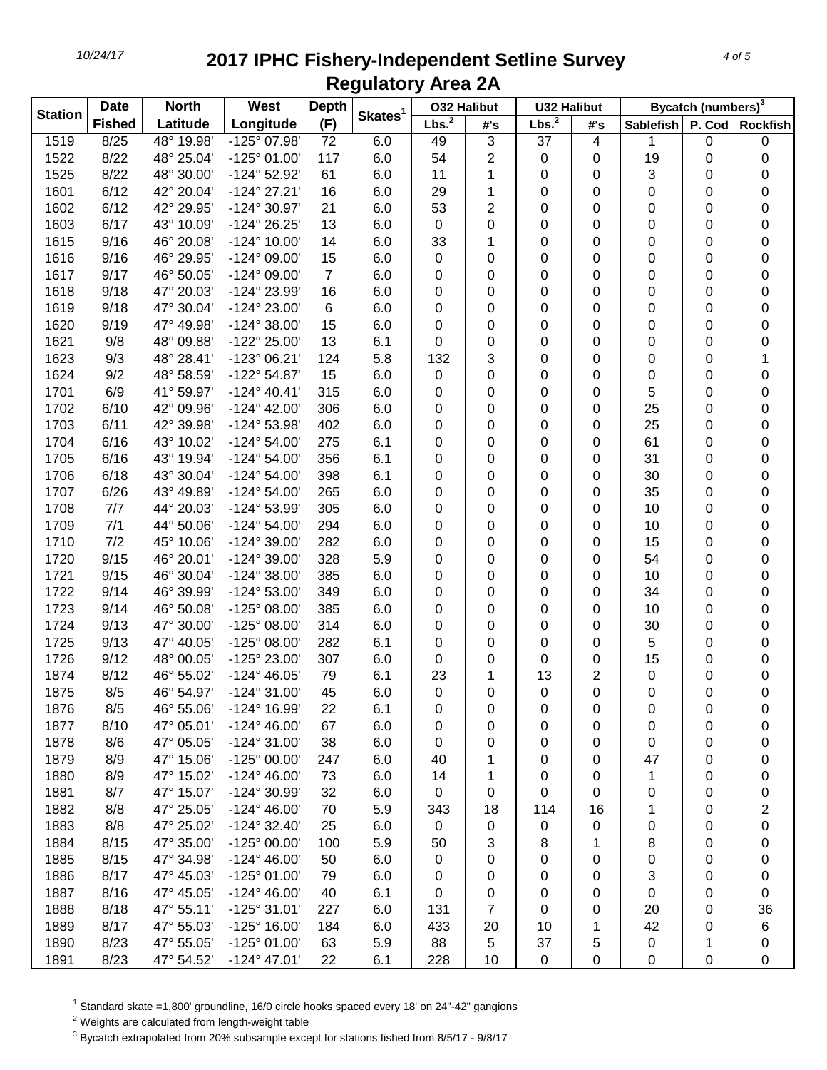# 2017 IPHC Fishery-Independent Setline Survey
## Regulatory Area 2A

| Station | Date Fished | North Latitude | West Longitude | Depth (F) | Skates[1] | O32 Halibut Lbs.[2] | O32 Halibut #'s | U32 Halibut Lbs.[2] | U32 Halibut #'s | Bycatch (numbers)[3] Sablefish | P. Cod | Rockfish |
|---|---|---|---|---|---|---|---|---|---|---|---|---|
| 1519 | 8/25 | 48° 19.98' | -125° 07.98' | 72 | 6.0 | 49 | 3 | 37 | 4 | 1 | 0 | 0 |
| 1522 | 8/22 | 48° 25.04' | -125° 01.00' | 117 | 6.0 | 54 | 2 | 0 | 0 | 19 | 0 | 0 |
| 1525 | 8/22 | 48° 30.00' | -124° 52.92' | 61 | 6.0 | 11 | 1 | 0 | 0 | 3 | 0 | 0 |
| 1601 | 6/12 | 42° 20.04' | -124° 27.21' | 16 | 6.0 | 29 | 1 | 0 | 0 | 0 | 0 | 0 |
| 1602 | 6/12 | 42° 29.95' | -124° 30.97' | 21 | 6.0 | 53 | 2 | 0 | 0 | 0 | 0 | 0 |
| 1603 | 6/17 | 43° 10.09' | -124° 26.25' | 13 | 6.0 | 0 | 0 | 0 | 0 | 0 | 0 | 0 |
| 1615 | 9/16 | 46° 20.08' | -124° 10.00' | 14 | 6.0 | 33 | 1 | 0 | 0 | 0 | 0 | 0 |
| 1616 | 9/16 | 46° 29.95' | -124° 09.00' | 15 | 6.0 | 0 | 0 | 0 | 0 | 0 | 0 | 0 |
| 1617 | 9/17 | 46° 50.05' | -124° 09.00' | 7 | 6.0 | 0 | 0 | 0 | 0 | 0 | 0 | 0 |
| 1618 | 9/18 | 47° 20.03' | -124° 23.99' | 16 | 6.0 | 0 | 0 | 0 | 0 | 0 | 0 | 0 |
| 1619 | 9/18 | 47° 30.04' | -124° 23.00' | 6 | 6.0 | 0 | 0 | 0 | 0 | 0 | 0 | 0 |
| 1620 | 9/19 | 47° 49.98' | -124° 38.00' | 15 | 6.0 | 0 | 0 | 0 | 0 | 0 | 0 | 0 |
| 1621 | 9/8 | 48° 09.88' | -122° 25.00' | 13 | 6.1 | 0 | 0 | 0 | 0 | 0 | 0 | 0 |
| 1623 | 9/3 | 48° 28.41' | -123° 06.21' | 124 | 5.8 | 132 | 3 | 0 | 0 | 0 | 0 | 1 |
| 1624 | 9/2 | 48° 58.59' | -122° 54.87' | 15 | 6.0 | 0 | 0 | 0 | 0 | 0 | 0 | 0 |
| 1701 | 6/9 | 41° 59.97' | -124° 40.41' | 315 | 6.0 | 0 | 0 | 0 | 0 | 5 | 0 | 0 |
| 1702 | 6/10 | 42° 09.96' | -124° 42.00' | 306 | 6.0 | 0 | 0 | 0 | 0 | 25 | 0 | 0 |
| 1703 | 6/11 | 42° 39.98' | -124° 53.98' | 402 | 6.0 | 0 | 0 | 0 | 0 | 25 | 0 | 0 |
| 1704 | 6/16 | 43° 10.02' | -124° 54.00' | 275 | 6.1 | 0 | 0 | 0 | 0 | 61 | 0 | 0 |
| 1705 | 6/16 | 43° 19.94' | -124° 54.00' | 356 | 6.1 | 0 | 0 | 0 | 0 | 31 | 0 | 0 |
| 1706 | 6/18 | 43° 30.04' | -124° 54.00' | 398 | 6.1 | 0 | 0 | 0 | 0 | 30 | 0 | 0 |
| 1707 | 6/26 | 43° 49.89' | -124° 54.00' | 265 | 6.0 | 0 | 0 | 0 | 0 | 35 | 0 | 0 |
| 1708 | 7/7 | 44° 20.03' | -124° 53.99' | 305 | 6.0 | 0 | 0 | 0 | 0 | 10 | 0 | 0 |
| 1709 | 7/1 | 44° 50.06' | -124° 54.00' | 294 | 6.0 | 0 | 0 | 0 | 0 | 10 | 0 | 0 |
| 1710 | 7/2 | 45° 10.06' | -124° 39.00' | 282 | 6.0 | 0 | 0 | 0 | 0 | 15 | 0 | 0 |
| 1720 | 9/15 | 46° 20.01' | -124° 39.00' | 328 | 5.9 | 0 | 0 | 0 | 0 | 54 | 0 | 0 |
| 1721 | 9/15 | 46° 30.04' | -124° 38.00' | 385 | 6.0 | 0 | 0 | 0 | 0 | 10 | 0 | 0 |
| 1722 | 9/14 | 46° 39.99' | -124° 53.00' | 349 | 6.0 | 0 | 0 | 0 | 0 | 34 | 0 | 0 |
| 1723 | 9/14 | 46° 50.08' | -125° 08.00' | 385 | 6.0 | 0 | 0 | 0 | 0 | 10 | 0 | 0 |
| 1724 | 9/13 | 47° 30.00' | -125° 08.00' | 314 | 6.0 | 0 | 0 | 0 | 0 | 30 | 0 | 0 |
| 1725 | 9/13 | 47° 40.05' | -125° 08.00' | 282 | 6.1 | 0 | 0 | 0 | 0 | 5 | 0 | 0 |
| 1726 | 9/12 | 48° 00.05' | -125° 23.00' | 307 | 6.0 | 0 | 0 | 0 | 0 | 15 | 0 | 0 |
| 1874 | 8/12 | 46° 55.02' | -124° 46.05' | 79 | 6.1 | 23 | 1 | 13 | 2 | 0 | 0 | 0 |
| 1875 | 8/5 | 46° 54.97' | -124° 31.00' | 45 | 6.0 | 0 | 0 | 0 | 0 | 0 | 0 | 0 |
| 1876 | 8/5 | 46° 55.06' | -124° 16.99' | 22 | 6.1 | 0 | 0 | 0 | 0 | 0 | 0 | 0 |
| 1877 | 8/10 | 47° 05.01' | -124° 46.00' | 67 | 6.0 | 0 | 0 | 0 | 0 | 0 | 0 | 0 |
| 1878 | 8/6 | 47° 05.05' | -124° 31.00' | 38 | 6.0 | 0 | 0 | 0 | 0 | 0 | 0 | 0 |
| 1879 | 8/9 | 47° 15.06' | -125° 00.00' | 247 | 6.0 | 40 | 1 | 0 | 0 | 47 | 0 | 0 |
| 1880 | 8/9 | 47° 15.02' | -124° 46.00' | 73 | 6.0 | 14 | 1 | 0 | 0 | 1 | 0 | 0 |
| 1881 | 8/7 | 47° 15.07' | -124° 30.99' | 32 | 6.0 | 0 | 0 | 0 | 0 | 0 | 0 | 0 |
| 1882 | 8/8 | 47° 25.05' | -124° 46.00' | 70 | 5.9 | 343 | 18 | 114 | 16 | 1 | 0 | 2 |
| 1883 | 8/8 | 47° 25.02' | -124° 32.40' | 25 | 6.0 | 0 | 0 | 0 | 0 | 0 | 0 | 0 |
| 1884 | 8/15 | 47° 35.00' | -125° 00.00' | 100 | 5.9 | 50 | 3 | 8 | 1 | 8 | 0 | 0 |
| 1885 | 8/15 | 47° 34.98' | -124° 46.00' | 50 | 6.0 | 0 | 0 | 0 | 0 | 0 | 0 | 0 |
| 1886 | 8/17 | 47° 45.03' | -125° 01.00' | 79 | 6.0 | 0 | 0 | 0 | 0 | 3 | 0 | 0 |
| 1887 | 8/16 | 47° 45.05' | -124° 46.00' | 40 | 6.1 | 0 | 0 | 0 | 0 | 0 | 0 | 0 |
| 1888 | 8/18 | 47° 55.11' | -125° 31.01' | 227 | 6.0 | 131 | 7 | 0 | 0 | 20 | 0 | 36 |
| 1889 | 8/17 | 47° 55.03' | -125° 16.00' | 184 | 6.0 | 433 | 20 | 10 | 1 | 42 | 0 | 6 |
| 1890 | 8/23 | 47° 55.05' | -125° 01.00' | 63 | 5.9 | 88 | 5 | 37 | 5 | 0 | 1 | 0 |
| 1891 | 8/23 | 47° 54.52' | -124° 47.01' | 22 | 6.1 | 228 | 10 | 0 | 0 | 0 | 0 | 0 |

[1] Standard skate =1,800' groundline, 16/0 circle hooks spaced every 18' on 24"-42" gangions

[2] Weights are calculated from length-weight table

[3] Bycatch extrapolated from 20% subsample except for stations fished from 8/5/17 - 9/8/17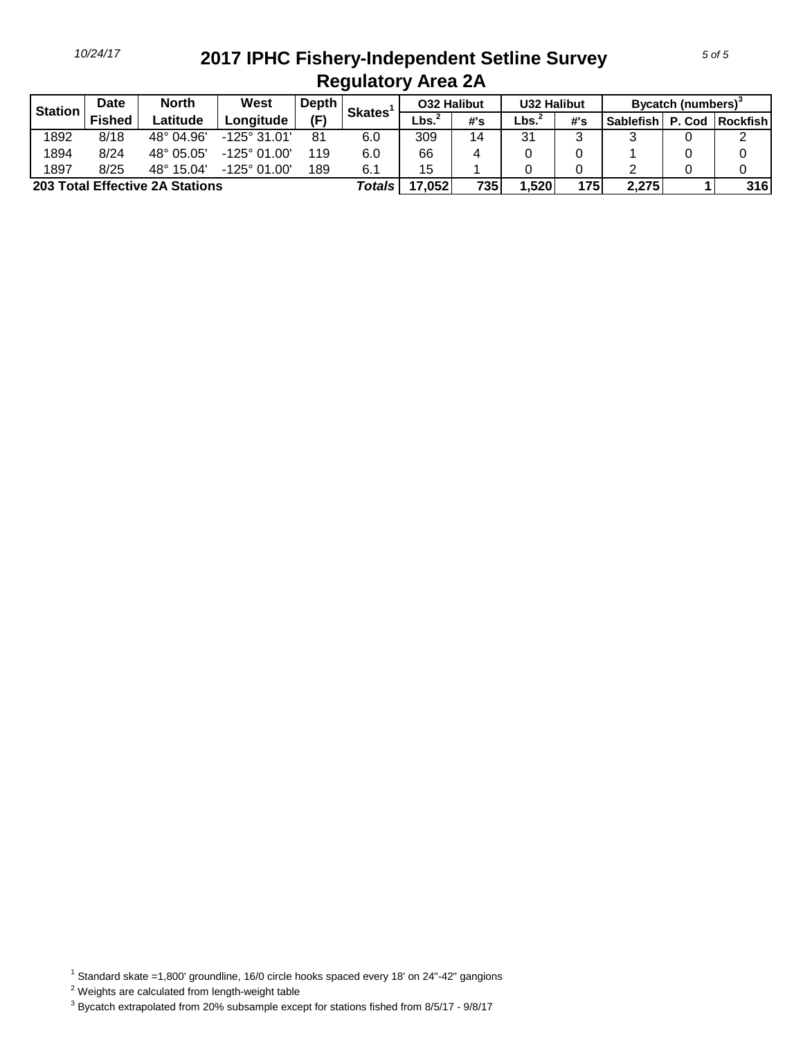# 2017 IPHC Fishery-Independent Setline Survey

## Regulatory Area 2A

| Station | Date Fished | North Latitude | West Longitude | Depth (F) | Skates[1] | O32 Halibut | | U32 Halibut | | Bycatch (numbers)[3] | | |
|---|---|---|---|---|---|---|---|---|---|---|---|---|
| | | | | | | Lbs.[2] | #'s | Lbs.[2] | #'s | Sablefish | P. Cod | Rockfish |
| 1892 | 8/18 | 48° 04.96' | -125° 31.01' | 81 | 6.0 | 309 | 14 | 31 | 3 | 3 | 0 | 2 |
| 1894 | 8/24 | 48° 05.05' | -125° 01.00' | 119 | 6.0 | 66 | 4 | 0 | 0 | 1 | 0 | 0 |
| 1897 | 8/25 | 48° 15.04' | -125° 01.00' | 189 | 6.1 | 15 | 1 | 0 | 0 | 2 | 0 | 0 |
| **203 Total Effective 2A Stations** | | | | | ***Totals*** | **17,052** | **735** | **1,520** | **175** | **2,275** | **1** | **316** |

[1] Standard skate =1,800' groundline, 16/0 circle hooks spaced every 18' on 24"-42" gangions

[2] Weights are calculated from length-weight table

[3] Bycatch extrapolated from 20% subsample except for stations fished from 8/5/17 - 9/8/17